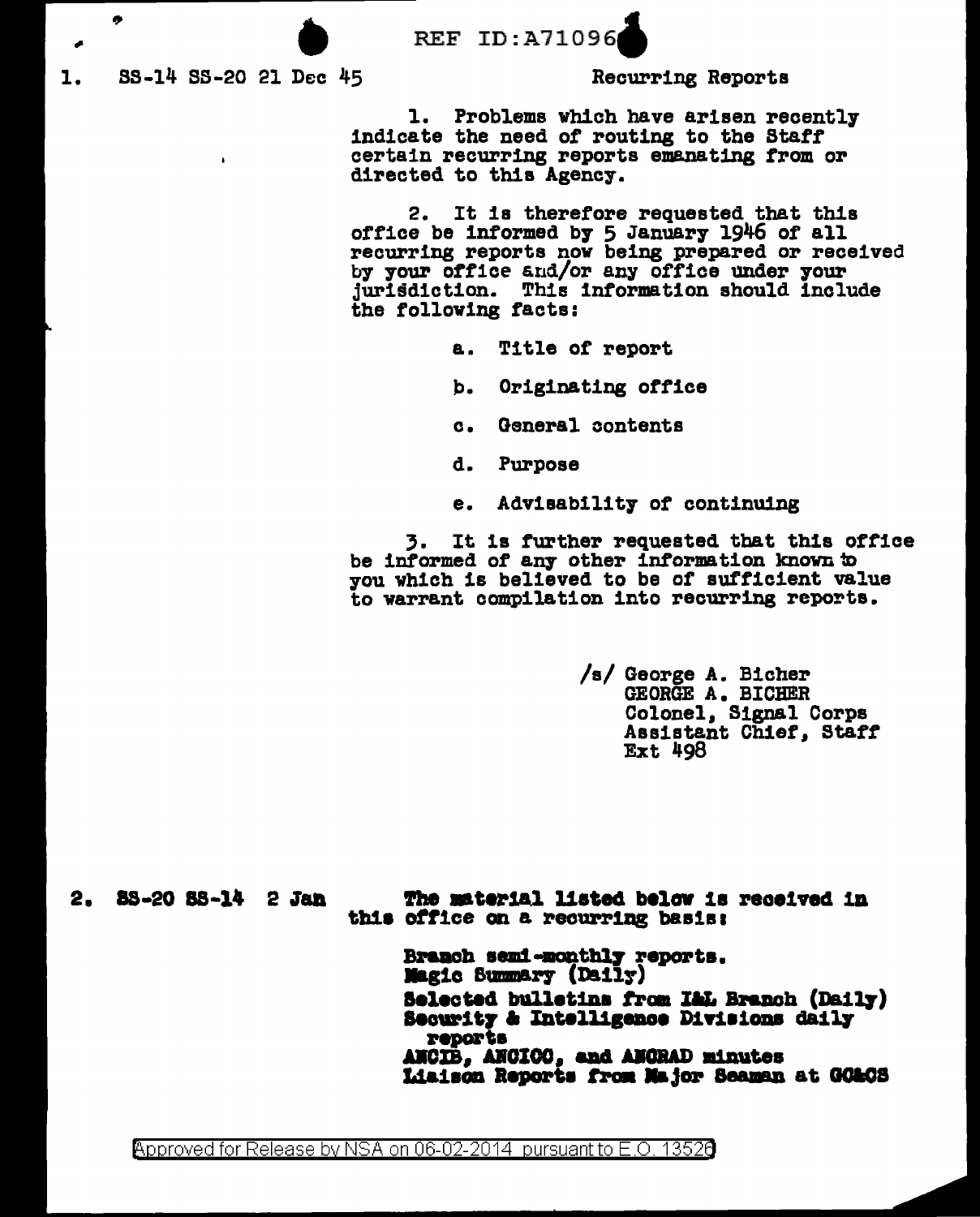REF ID:A71096

1. SS-14 SS-20 21 Dec 45 — Recurring Reports

1. Problems which have arisen recently indicate the need of routing to the Staff certain recurring reports emanating from or directed to this Agency.

2. It is therefore requested that this office be informed by 5 January 1946 of all recurring reports now being prepared or received by your office and/or any office under your jurisdiction. This information should include the following facts:

   a. Title of report

   b. Originating office

   c. General contents

   d. Purpose

   e. Advisability of continuing

3. It is further requested that this office be informed of any other information known to you which is believed to be of sufficient value to warrant compilation into recurring reports.

/s/ George A. Bicher
GEORGE A. BICHER
Colonel, Signal Corps
Assistant Chief, Staff
Ext 498

2. SS-20 SS-14 2 Jan — The material listed below is received in this office on a recurring basis:

Branch semi-monthly reports.
Magic Summary (Daily)
Selected bulletins from I&L Branch (Daily)
Security & Intelligence Divisions daily reports
ANCIB, ANCICC, and ANCRAD minutes
Liaison Reports from Major Seaman at GC&CS

Approved for Release by NSA on 06-02-2014 pursuant to E.O. 13526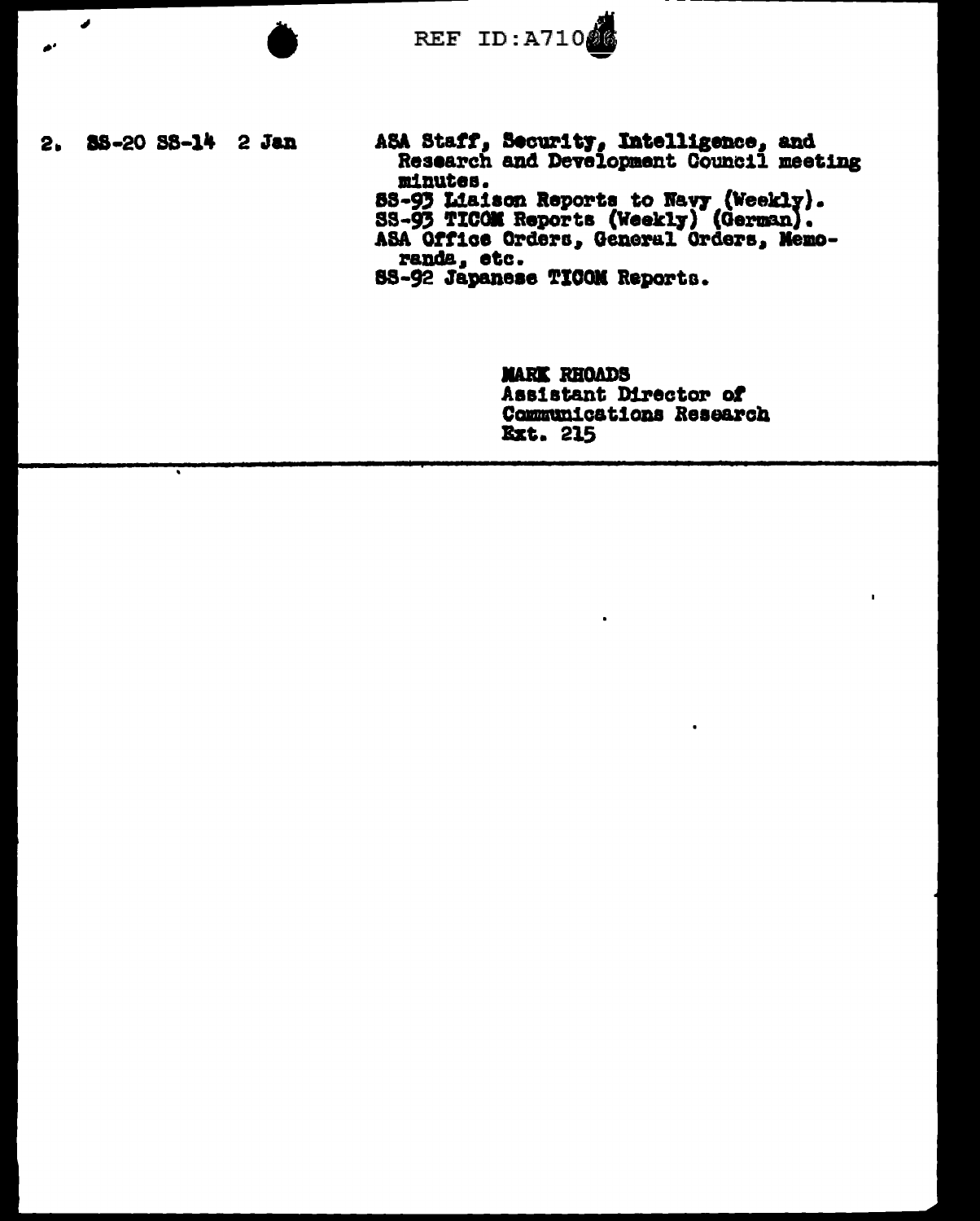REF ID:A71066

2. SS-20 SS-14 2 Jan

ASA Staff, Security, Intelligence, and Research and Development Council meeting minutes.

SS-93 Liaison Reports to Navy (Weekly).

SS-93 TICOM Reports (Weekly) (German).

ASA Office Orders, General Orders, Memoranda, etc.

SS-92 Japanese TICOM Reports.

MARK RHOADS
Assistant Director of
Communications Research
Ext. 215